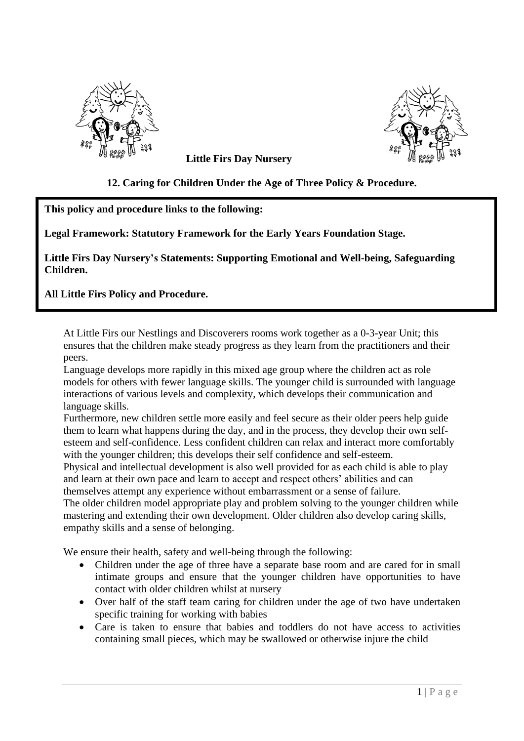**Little Firs Day Nursery**

## 12. Caring for Children Under the Age of Three Policy & Procedure.

**This policy and procedure links to the following:**

**Legal Framework: Statutory Framework for the Early Years Foundation Stage.**

**Little Firs Day Nursery's Statements: Supporting Emotional and Well-being, Safeguarding Children.**

**All Little Firs Policy and Procedure.**

At Little Firs our Nestlings and Discoverers rooms work together as a 0-3-year Unit; this ensures that the children make steady progress as they learn from the practitioners and their peers.

Language develops more rapidly in this mixed age group where the children act as role models for others with fewer language skills. The younger child is surrounded with language interactions of various levels and complexity, which develops their communication and language skills.

Furthermore, new children settle more easily and feel secure as their older peers help guide them to learn what happens during the day, and in the process, they develop their own self-esteem and self-confidence. Less confident children can relax and interact more comfortably with the younger children; this develops their self confidence and self-esteem.

Physical and intellectual development is also well provided for as each child is able to play and learn at their own pace and learn to accept and respect others' abilities and can themselves attempt any experience without embarrassment or a sense of failure.

The older children model appropriate play and problem solving to the younger children while mastering and extending their own development. Older children also develop caring skills, empathy skills and a sense of belonging.

We ensure their health, safety and well-being through the following:

- Children under the age of three have a separate base room and are cared for in small intimate groups and ensure that the younger children have opportunities to have contact with older children whilst at nursery
- Over half of the staff team caring for children under the age of two have undertaken specific training for working with babies
- Care is taken to ensure that babies and toddlers do not have access to activities containing small pieces, which may be swallowed or otherwise injure the child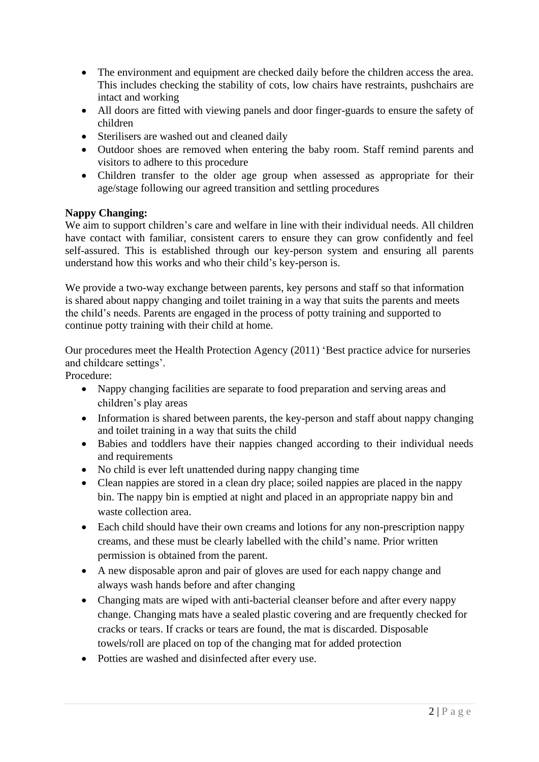- The environment and equipment are checked daily before the children access the area. This includes checking the stability of cots, low chairs have restraints, pushchairs are intact and working
- All doors are fitted with viewing panels and door finger-guards to ensure the safety of children
- Sterilisers are washed out and cleaned daily
- Outdoor shoes are removed when entering the baby room. Staff remind parents and visitors to adhere to this procedure
- Children transfer to the older age group when assessed as appropriate for their age/stage following our agreed transition and settling procedures

**Nappy Changing:**

We aim to support children's care and welfare in line with their individual needs. All children have contact with familiar, consistent carers to ensure they can grow confidently and feel self-assured. This is established through our key-person system and ensuring all parents understand how this works and who their child's key-person is.

We provide a two-way exchange between parents, key persons and staff so that information is shared about nappy changing and toilet training in a way that suits the parents and meets the child's needs. Parents are engaged in the process of potty training and supported to continue potty training with their child at home.

Our procedures meet the Health Protection Agency (2011) 'Best practice advice for nurseries and childcare settings'.

Procedure:

- Nappy changing facilities are separate to food preparation and serving areas and children's play areas
- Information is shared between parents, the key-person and staff about nappy changing and toilet training in a way that suits the child
- Babies and toddlers have their nappies changed according to their individual needs and requirements
- No child is ever left unattended during nappy changing time
- Clean nappies are stored in a clean dry place; soiled nappies are placed in the nappy bin. The nappy bin is emptied at night and placed in an appropriate nappy bin and waste collection area.
- Each child should have their own creams and lotions for any non-prescription nappy creams, and these must be clearly labelled with the child's name. Prior written permission is obtained from the parent.
- A new disposable apron and pair of gloves are used for each nappy change and always wash hands before and after changing
- Changing mats are wiped with anti-bacterial cleanser before and after every nappy change. Changing mats have a sealed plastic covering and are frequently checked for cracks or tears. If cracks or tears are found, the mat is discarded. Disposable towels/roll are placed on top of the changing mat for added protection
- Potties are washed and disinfected after every use.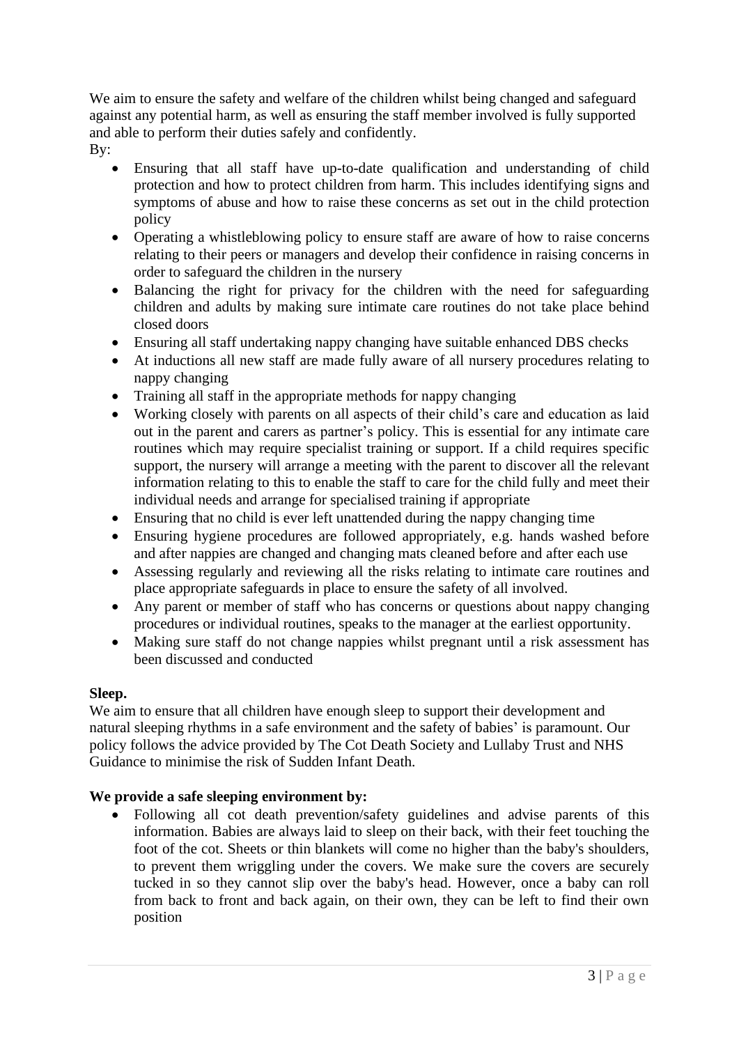We aim to ensure the safety and welfare of the children whilst being changed and safeguard against any potential harm, as well as ensuring the staff member involved is fully supported and able to perform their duties safely and confidently.

By:

- Ensuring that all staff have up-to-date qualification and understanding of child protection and how to protect children from harm. This includes identifying signs and symptoms of abuse and how to raise these concerns as set out in the child protection policy
- Operating a whistleblowing policy to ensure staff are aware of how to raise concerns relating to their peers or managers and develop their confidence in raising concerns in order to safeguard the children in the nursery
- Balancing the right for privacy for the children with the need for safeguarding children and adults by making sure intimate care routines do not take place behind closed doors
- Ensuring all staff undertaking nappy changing have suitable enhanced DBS checks
- At inductions all new staff are made fully aware of all nursery procedures relating to nappy changing
- Training all staff in the appropriate methods for nappy changing
- Working closely with parents on all aspects of their child's care and education as laid out in the parent and carers as partner's policy. This is essential for any intimate care routines which may require specialist training or support. If a child requires specific support, the nursery will arrange a meeting with the parent to discover all the relevant information relating to this to enable the staff to care for the child fully and meet their individual needs and arrange for specialised training if appropriate
- Ensuring that no child is ever left unattended during the nappy changing time
- Ensuring hygiene procedures are followed appropriately, e.g. hands washed before and after nappies are changed and changing mats cleaned before and after each use
- Assessing regularly and reviewing all the risks relating to intimate care routines and place appropriate safeguards in place to ensure the safety of all involved.
- Any parent or member of staff who has concerns or questions about nappy changing procedures or individual routines, speaks to the manager at the earliest opportunity.
- Making sure staff do not change nappies whilst pregnant until a risk assessment has been discussed and conducted

**Sleep.**

We aim to ensure that all children have enough sleep to support their development and natural sleeping rhythms in a safe environment and the safety of babies' is paramount. Our policy follows the advice provided by The Cot Death Society and Lullaby Trust and NHS Guidance to minimise the risk of Sudden Infant Death.

**We provide a safe sleeping environment by:**

- Following all cot death prevention/safety guidelines and advise parents of this information. Babies are always laid to sleep on their back, with their feet touching the foot of the cot. Sheets or thin blankets will come no higher than the baby's shoulders, to prevent them wriggling under the covers. We make sure the covers are securely tucked in so they cannot slip over the baby's head. However, once a baby can roll from back to front and back again, on their own, they can be left to find their own position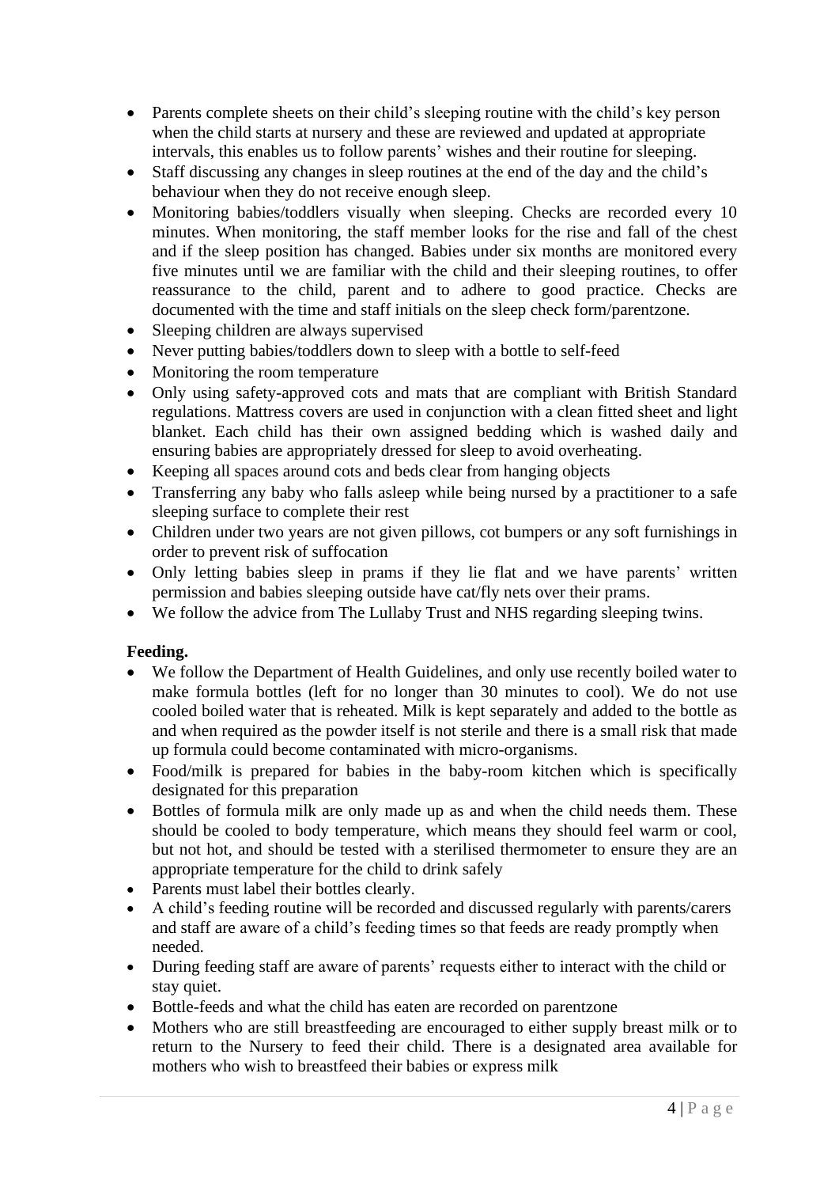- Parents complete sheets on their child's sleeping routine with the child's key person when the child starts at nursery and these are reviewed and updated at appropriate intervals, this enables us to follow parents' wishes and their routine for sleeping.
- Staff discussing any changes in sleep routines at the end of the day and the child's behaviour when they do not receive enough sleep.
- Monitoring babies/toddlers visually when sleeping. Checks are recorded every 10 minutes. When monitoring, the staff member looks for the rise and fall of the chest and if the sleep position has changed. Babies under six months are monitored every five minutes until we are familiar with the child and their sleeping routines, to offer reassurance to the child, parent and to adhere to good practice. Checks are documented with the time and staff initials on the sleep check form/parentzone.
- Sleeping children are always supervised
- Never putting babies/toddlers down to sleep with a bottle to self-feed
- Monitoring the room temperature
- Only using safety-approved cots and mats that are compliant with British Standard regulations. Mattress covers are used in conjunction with a clean fitted sheet and light blanket. Each child has their own assigned bedding which is washed daily and ensuring babies are appropriately dressed for sleep to avoid overheating.
- Keeping all spaces around cots and beds clear from hanging objects
- Transferring any baby who falls asleep while being nursed by a practitioner to a safe sleeping surface to complete their rest
- Children under two years are not given pillows, cot bumpers or any soft furnishings in order to prevent risk of suffocation
- Only letting babies sleep in prams if they lie flat and we have parents' written permission and babies sleeping outside have cat/fly nets over their prams.
- We follow the advice from The Lullaby Trust and NHS regarding sleeping twins.

**Feeding.**

- We follow the Department of Health Guidelines, and only use recently boiled water to make formula bottles (left for no longer than 30 minutes to cool). We do not use cooled boiled water that is reheated. Milk is kept separately and added to the bottle as and when required as the powder itself is not sterile and there is a small risk that made up formula could become contaminated with micro-organisms.
- Food/milk is prepared for babies in the baby-room kitchen which is specifically designated for this preparation
- Bottles of formula milk are only made up as and when the child needs them. These should be cooled to body temperature, which means they should feel warm or cool, but not hot, and should be tested with a sterilised thermometer to ensure they are an appropriate temperature for the child to drink safely
- Parents must label their bottles clearly.
- A child's feeding routine will be recorded and discussed regularly with parents/carers and staff are aware of a child's feeding times so that feeds are ready promptly when needed.
- During feeding staff are aware of parents' requests either to interact with the child or stay quiet.
- Bottle-feeds and what the child has eaten are recorded on parentzone
- Mothers who are still breastfeeding are encouraged to either supply breast milk or to return to the Nursery to feed their child. There is a designated area available for mothers who wish to breastfeed their babies or express milk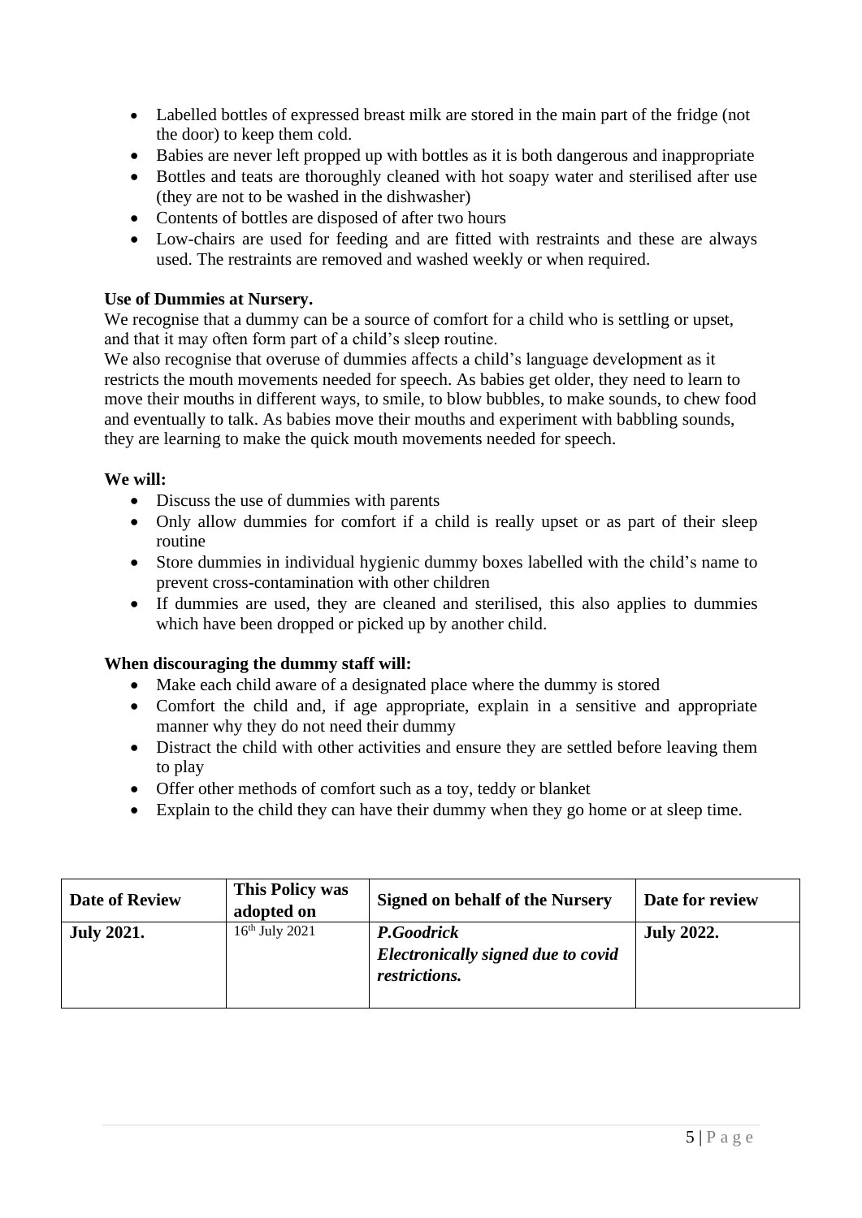- Labelled bottles of expressed breast milk are stored in the main part of the fridge (not the door) to keep them cold.
- Babies are never left propped up with bottles as it is both dangerous and inappropriate
- Bottles and teats are thoroughly cleaned with hot soapy water and sterilised after use (they are not to be washed in the dishwasher)
- Contents of bottles are disposed of after two hours
- Low-chairs are used for feeding and are fitted with restraints and these are always used. The restraints are removed and washed weekly or when required.

**Use of Dummies at Nursery.**

We recognise that a dummy can be a source of comfort for a child who is settling or upset, and that it may often form part of a child's sleep routine.

We also recognise that overuse of dummies affects a child's language development as it restricts the mouth movements needed for speech. As babies get older, they need to learn to move their mouths in different ways, to smile, to blow bubbles, to make sounds, to chew food and eventually to talk. As babies move their mouths and experiment with babbling sounds, they are learning to make the quick mouth movements needed for speech.

**We will:**

- Discuss the use of dummies with parents
- Only allow dummies for comfort if a child is really upset or as part of their sleep routine
- Store dummies in individual hygienic dummy boxes labelled with the child's name to prevent cross-contamination with other children
- If dummies are used, they are cleaned and sterilised, this also applies to dummies which have been dropped or picked up by another child.

**When discouraging the dummy staff will:**

- Make each child aware of a designated place where the dummy is stored
- Comfort the child and, if age appropriate, explain in a sensitive and appropriate manner why they do not need their dummy
- Distract the child with other activities and ensure they are settled before leaving them to play
- Offer other methods of comfort such as a toy, teddy or blanket
- Explain to the child they can have their dummy when they go home or at sleep time.

| Date of Review | This Policy was adopted on | Signed on behalf of the Nursery | Date for review |
|---|---|---|---|
| **July 2021.** | 16th July 2021 | ***P.Goodrick*** ***Electronically signed due to covid restrictions.*** | **July 2022.** |